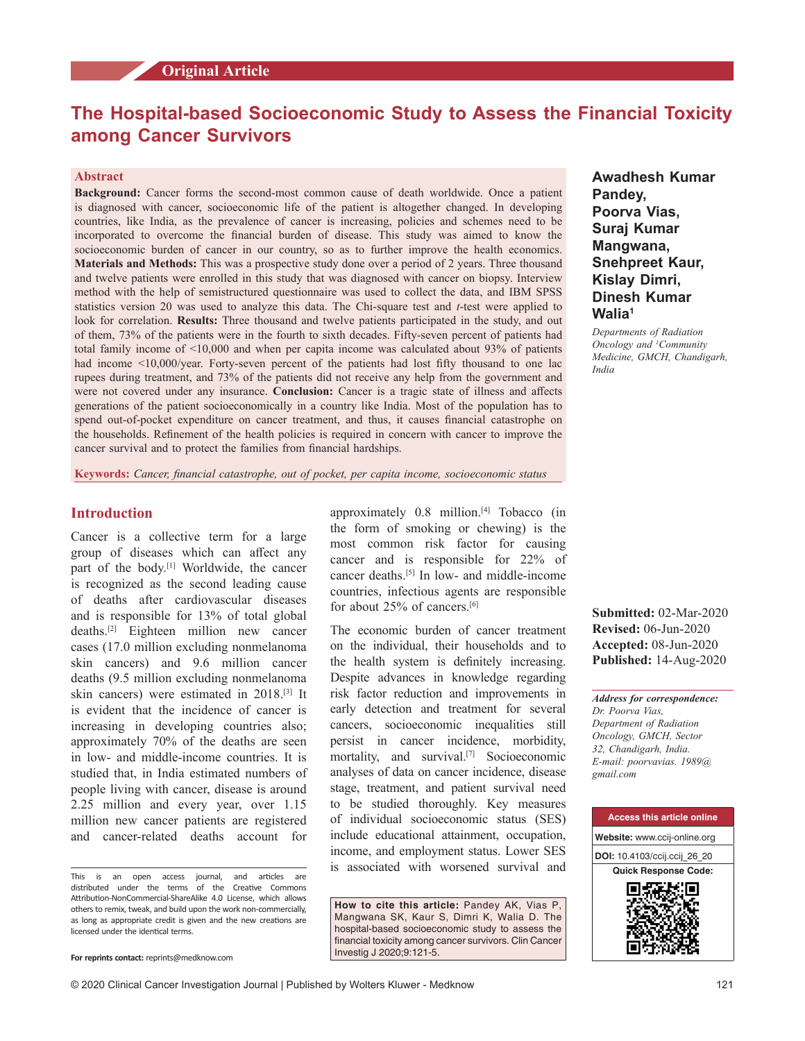Original Article

# The Hospital-based Socioeconomic Study to Assess the Financial Toxicity among Cancer Survivors

**Awadhesh Kumar Pandey, Poorva Vias, Suraj Kumar Mangwana, Snehpreet Kaur, Kislay Dimri, Dinesh Kumar Walia**[1]

*Departments of Radiation Oncology and* [1]*Community Medicine, GMCH, Chandigarh, India*

## Abstract

**Background:** Cancer forms the second-most common cause of death worldwide. Once a patient is diagnosed with cancer, socioeconomic life of the patient is altogether changed. In developing countries, like India, as the prevalence of cancer is increasing, policies and schemes need to be incorporated to overcome the financial burden of disease. This study was aimed to know the socioeconomic burden of cancer in our country, so as to further improve the health economics. **Materials and Methods:** This was a prospective study done over a period of 2 years. Three thousand and twelve patients were enrolled in this study that was diagnosed with cancer on biopsy. Interview method with the help of semistructured questionnaire was used to collect the data, and IBM SPSS statistics version 20 was used to analyze this data. The Chi-square test and *t*-test were applied to look for correlation. **Results:** Three thousand and twelve patients participated in the study, and out of them, 73% of the patients were in the fourth to sixth decades. Fifty-seven percent of patients had total family income of <10,000 and when per capita income was calculated about 93% of patients had income <10,000/year. Forty-seven percent of the patients had lost fifty thousand to one lac rupees during treatment, and 73% of the patients did not receive any help from the government and were not covered under any insurance. **Conclusion:** Cancer is a tragic state of illness and affects generations of the patient socioeconomically in a country like India. Most of the population has to spend out-of-pocket expenditure on cancer treatment, and thus, it causes financial catastrophe on the households. Refinement of the health policies is required in concern with cancer to improve the cancer survival and to protect the families from financial hardships.

**Keywords:** *Cancer, financial catastrophe, out of pocket, per capita income, socioeconomic status*

**Submitted:** 02-Mar-2020
**Revised:** 06-Jun-2020
**Accepted:** 08-Jun-2020
**Published:** 14-Aug-2020

***Address for correspondence:***
*Dr. Poorva Vias,*
*Department of Radiation Oncology, GMCH, Sector 32, Chandigarh, India.*
*E-mail: poorvavias. 1989@gmail.com*

## Introduction

Cancer is a collective term for a large group of diseases which can affect any part of the body.[1] Worldwide, the cancer is recognized as the second leading cause of deaths after cardiovascular diseases and is responsible for 13% of total global deaths.[2] Eighteen million new cancer cases (17.0 million excluding nonmelanoma skin cancers) and 9.6 million cancer deaths (9.5 million excluding nonmelanoma skin cancers) were estimated in 2018.[3] It is evident that the incidence of cancer is increasing in developing countries also; approximately 70% of the deaths are seen in low- and middle-income countries. It is studied that, in India estimated numbers of people living with cancer, disease is around 2.25 million and every year, over 1.15 million new cancer patients are registered and cancer-related deaths account for approximately 0.8 million.[4] Tobacco (in the form of smoking or chewing) is the most common risk factor for causing cancer and is responsible for 22% of cancer deaths.[5] In low- and middle-income countries, infectious agents are responsible for about 25% of cancers.[6]

The economic burden of cancer treatment on the individual, their households and to the health system is definitely increasing. Despite advances in knowledge regarding risk factor reduction and improvements in early detection and treatment for several cancers, socioeconomic inequalities still persist in cancer incidence, morbidity, mortality, and survival.[7] Socioeconomic analyses of data on cancer incidence, disease stage, treatment, and patient survival need to be studied thoroughly. Key measures of individual socioeconomic status (SES) include educational attainment, occupation, income, and employment status. Lower SES is associated with worsened survival and

This is an open access journal, and articles are distributed under the terms of the Creative Commons Attribution-NonCommercial-ShareAlike 4.0 License, which allows others to remix, tweak, and build upon the work non-commercially, as long as appropriate credit is given and the new creations are licensed under the identical terms.

For reprints contact: reprints@medknow.com

**How to cite this article:** Pandey AK, Vias P, Mangwana SK, Kaur S, Dimri K, Walia D. The hospital-based socioeconomic study to assess the financial toxicity among cancer survivors. Clin Cancer Investig J 2020;9:121-5.

Access this article online
Website: www.ccij-online.org
DOI: 10.4103/ccij.ccij_26_20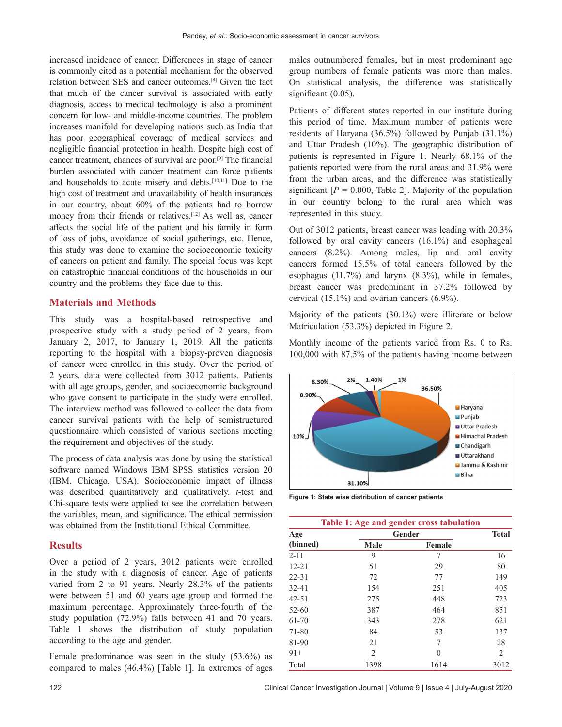increased incidence of cancer. Differences in stage of cancer is commonly cited as a potential mechanism for the observed relation between SES and cancer outcomes.[8] Given the fact that much of the cancer survival is associated with early diagnosis, access to medical technology is also a prominent concern for low- and middle-income countries. The problem increases manifold for developing nations such as India that has poor geographical coverage of medical services and negligible financial protection in health. Despite high cost of cancer treatment, chances of survival are poor.[9] The financial burden associated with cancer treatment can force patients and households to acute misery and debts.[10,11] Due to the high cost of treatment and unavailability of health insurances in our country, about 60% of the patients had to borrow money from their friends or relatives.[12] As well as, cancer affects the social life of the patient and his family in form of loss of jobs, avoidance of social gatherings, etc. Hence, this study was done to examine the socioeconomic toxicity of cancers on patient and family. The special focus was kept on catastrophic financial conditions of the households in our country and the problems they face due to this.

## Materials and Methods

This study was a hospital-based retrospective and prospective study with a study period of 2 years, from January 2, 2017, to January 1, 2019. All the patients reporting to the hospital with a biopsy-proven diagnosis of cancer were enrolled in this study. Over the period of 2 years, data were collected from 3012 patients. Patients with all age groups, gender, and socioeconomic background who gave consent to participate in the study were enrolled. The interview method was followed to collect the data from cancer survival patients with the help of semistructured questionnaire which consisted of various sections meeting the requirement and objectives of the study.

The process of data analysis was done by using the statistical software named Windows IBM SPSS statistics version 20 (IBM, Chicago, USA). Socioeconomic impact of illness was described quantitatively and qualitatively. *t*-test and Chi-square tests were applied to see the correlation between the variables, mean, and significance. The ethical permission was obtained from the Institutional Ethical Committee.

## Results

Over a period of 2 years, 3012 patients were enrolled in the study with a diagnosis of cancer. Age of patients varied from 2 to 91 years. Nearly 28.3% of the patients were between 51 and 60 years age group and formed the maximum percentage. Approximately three-fourth of the study population (72.9%) falls between 41 and 70 years. Table 1 shows the distribution of study population according to the age and gender.

Female predominance was seen in the study (53.6%) as compared to males (46.4%) [Table 1]. In extremes of ages males outnumbered females, but in most predominant age group numbers of female patients was more than males. On statistical analysis, the difference was statistically significant (0.05).

Patients of different states reported in our institute during this period of time. Maximum number of patients were residents of Haryana (36.5%) followed by Punjab (31.1%) and Uttar Pradesh (10%). The geographic distribution of patients is represented in Figure 1. Nearly 68.1% of the patients reported were from the rural areas and 31.9% were from the urban areas, and the difference was statistically significant [$P = 0.000$, Table 2]. Majority of the population in our country belong to the rural area which was represented in this study.

Out of 3012 patients, breast cancer was leading with 20.3% followed by oral cavity cancers (16.1%) and esophageal cancers (8.2%). Among males, lip and oral cavity cancers formed 15.5% of total cancers followed by the esophagus (11.7%) and larynx (8.3%), while in females, breast cancer was predominant in 37.2% followed by cervical (15.1%) and ovarian cancers (6.9%).

Majority of the patients (30.1%) were illiterate or below Matriculation (53.3%) depicted in Figure 2.

Monthly income of the patients varied from Rs. 0 to Rs. 100,000 with 87.5% of the patients having income between

Figure 1: State wise distribution of cancer patients

**Table 1: Age and gender cross tabulation**

| Age (binned) | Gender | | Total |
|---|---|---|---|
| | Male | Female | |
| 2-11 | 9 | 7 | 16 |
| 12-21 | 51 | 29 | 80 |
| 22-31 | 72 | 77 | 149 |
| 32-41 | 154 | 251 | 405 |
| 42-51 | 275 | 448 | 723 |
| 52-60 | 387 | 464 | 851 |
| 61-70 | 343 | 278 | 621 |
| 71-80 | 84 | 53 | 137 |
| 81-90 | 21 | 7 | 28 |
| 91+ | 2 | 0 | 2 |
| Total | 1398 | 1614 | 3012 |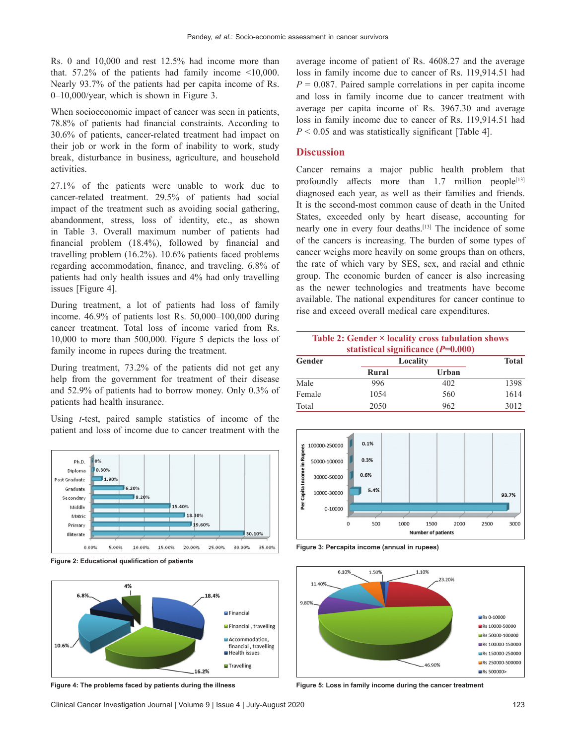Rs. 0 and 10,000 and rest 12.5% had income more than that. 57.2% of the patients had family income <10,000. Nearly 93.7% of the patients had per capita income of Rs. 0–10,000/year, which is shown in Figure 3.

When socioeconomic impact of cancer was seen in patients, 78.8% of patients had financial constraints. According to 30.6% of patients, cancer-related treatment had impact on their job or work in the form of inability to work, study break, disturbance in business, agriculture, and household activities.

27.1% of the patients were unable to work due to cancer-related treatment. 29.5% of patients had social impact of the treatment such as avoiding social gathering, abandonment, stress, loss of identity, etc., as shown in Table 3. Overall maximum number of patients had financial problem (18.4%), followed by financial and travelling problem (16.2%). 10.6% patients faced problems regarding accommodation, finance, and traveling. 6.8% of patients had only health issues and 4% had only travelling issues [Figure 4].

During treatment, a lot of patients had loss of family income. 46.9% of patients lost Rs. 50,000–100,000 during cancer treatment. Total loss of income varied from Rs. 10,000 to more than 500,000. Figure 5 depicts the loss of family income in rupees during the treatment.

During treatment, 73.2% of the patients did not get any help from the government for treatment of their disease and 52.9% of patients had to borrow money. Only 0.3% of patients had health insurance.

Using *t*-test, paired sample statistics of income of the patient and loss of income due to cancer treatment with the average income of patient of Rs. 4608.27 and the average loss in family income due to cancer of Rs. 119,914.51 had $P = 0.087$. Paired sample correlations in per capita income and loss in family income due to cancer treatment with average per capita income of Rs. 3967.30 and average loss in family income due to cancer of Rs. 119,914.51 had $P < 0.05$ and was statistically significant [Table 4].

Figure 2: Educational qualification of patients

Figure 4: The problems faced by patients during the illness

Figure 3: Percapita income (annual in rupees)

Figure 5: Loss in family income during the cancer treatment

## Discussion

Cancer remains a major public health problem that profoundly affects more than 1.7 million people[13] diagnosed each year, as well as their families and friends. It is the second-most common cause of death in the United States, exceeded only by heart disease, accounting for nearly one in every four deaths.[13] The incidence of some of the cancers is increasing. The burden of some types of cancer weighs more heavily on some groups than on others, the rate of which vary by SES, sex, and racial and ethnic group. The economic burden of cancer is also increasing as the newer technologies and treatments have become available. The national expenditures for cancer continue to rise and exceed overall medical care expenditures.

**Table 2: Gender × locality cross tabulation shows statistical significance (*P*=0.000)**

| Gender | Locality | | Total |
|---|---|---|---|
| | Rural | Urban | |
| Male | 996 | 402 | 1398 |
| Female | 1054 | 560 | 1614 |
| Total | 2050 | 962 | 3012 |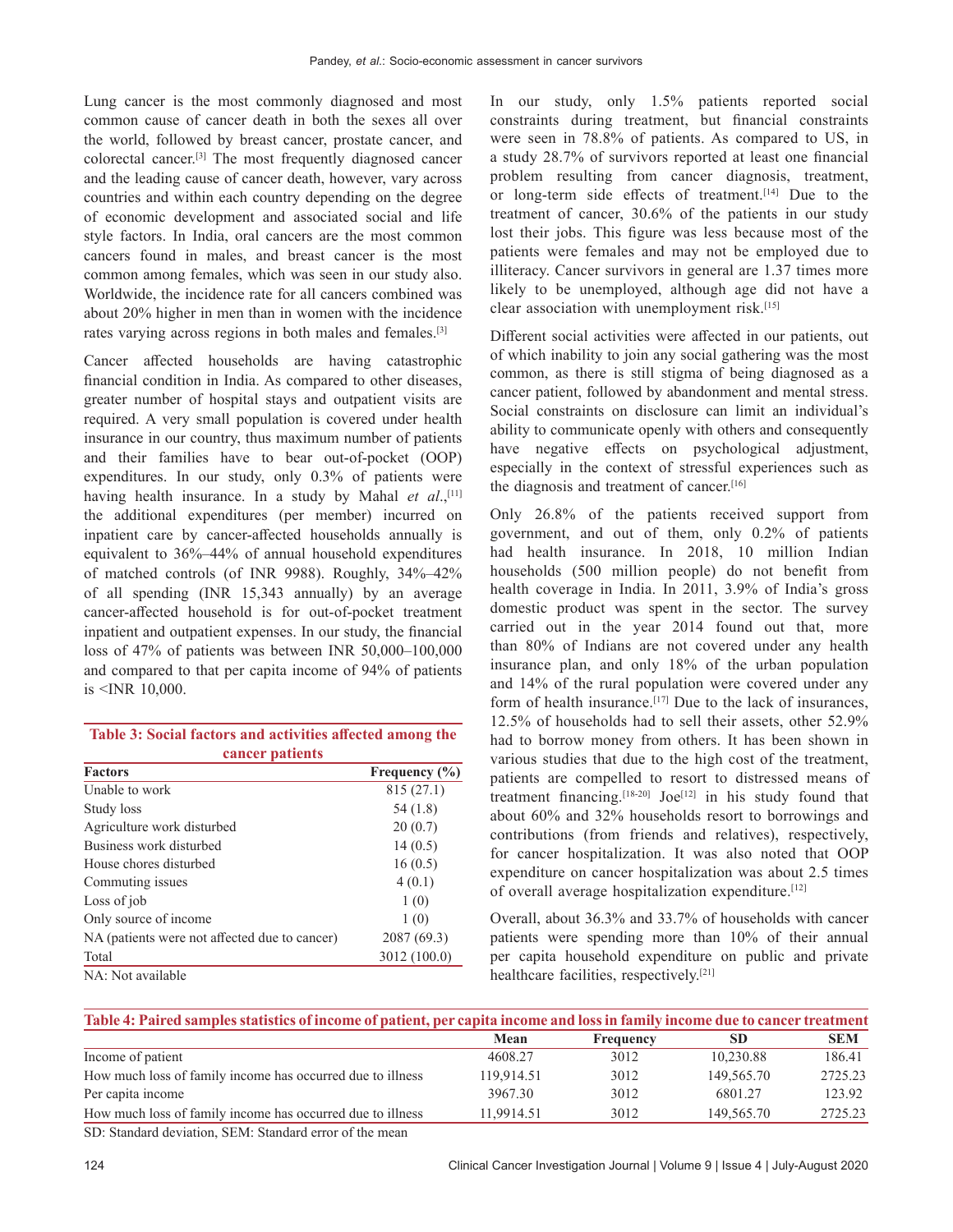Lung cancer is the most commonly diagnosed and most common cause of cancer death in both the sexes all over the world, followed by breast cancer, prostate cancer, and colorectal cancer.[3] The most frequently diagnosed cancer and the leading cause of cancer death, however, vary across countries and within each country depending on the degree of economic development and associated social and life style factors. In India, oral cancers are the most common cancers found in males, and breast cancer is the most common among females, which was seen in our study also. Worldwide, the incidence rate for all cancers combined was about 20% higher in men than in women with the incidence rates varying across regions in both males and females.[3]

Cancer affected households are having catastrophic financial condition in India. As compared to other diseases, greater number of hospital stays and outpatient visits are required. A very small population is covered under health insurance in our country, thus maximum number of patients and their families have to bear out-of-pocket (OOP) expenditures. In our study, only 0.3% of patients were having health insurance. In a study by Mahal *et al*.,[11] the additional expenditures (per member) incurred on inpatient care by cancer-affected households annually is equivalent to 36%–44% of annual household expenditures of matched controls (of INR 9988). Roughly, 34%–42% of all spending (INR 15,343 annually) by an average cancer-affected household is for out-of-pocket treatment inpatient and outpatient expenses. In our study, the financial loss of 47% of patients was between INR 50,000–100,000 and compared to that per capita income of 94% of patients is <INR 10,000.

**Table 3: Social factors and activities affected among the cancer patients**

| Factors | Frequency (%) |
|---|---|
| Unable to work | 815 (27.1) |
| Study loss | 54 (1.8) |
| Agriculture work disturbed | 20 (0.7) |
| Business work disturbed | 14 (0.5) |
| House chores disturbed | 16 (0.5) |
| Commuting issues | 4 (0.1) |
| Loss of job | 1 (0) |
| Only source of income | 1 (0) |
| NA (patients were not affected due to cancer) | 2087 (69.3) |
| Total | 3012 (100.0) |

NA: Not available

In our study, only 1.5% patients reported social constraints during treatment, but financial constraints were seen in 78.8% of patients. As compared to US, in a study 28.7% of survivors reported at least one financial problem resulting from cancer diagnosis, treatment, or long-term side effects of treatment.[14] Due to the treatment of cancer, 30.6% of the patients in our study lost their jobs. This figure was less because most of the patients were females and may not be employed due to illiteracy. Cancer survivors in general are 1.37 times more likely to be unemployed, although age did not have a clear association with unemployment risk.[15]

Different social activities were affected in our patients, out of which inability to join any social gathering was the most common, as there is still stigma of being diagnosed as a cancer patient, followed by abandonment and mental stress. Social constraints on disclosure can limit an individual's ability to communicate openly with others and consequently have negative effects on psychological adjustment, especially in the context of stressful experiences such as the diagnosis and treatment of cancer.[16]

Only 26.8% of the patients received support from government, and out of them, only 0.2% of patients had health insurance. In 2018, 10 million Indian households (500 million people) do not benefit from health coverage in India. In 2011, 3.9% of India's gross domestic product was spent in the sector. The survey carried out in the year 2014 found out that, more than 80% of Indians are not covered under any health insurance plan, and only 18% of the urban population and 14% of the rural population were covered under any form of health insurance.[17] Due to the lack of insurances, 12.5% of households had to sell their assets, other 52.9% had to borrow money from others. It has been shown in various studies that due to the high cost of the treatment, patients are compelled to resort to distressed means of treatment financing.[18-20] Joe[12] in his study found that about 60% and 32% households resort to borrowings and contributions (from friends and relatives), respectively, for cancer hospitalization. It was also noted that OOP expenditure on cancer hospitalization was about 2.5 times of overall average hospitalization expenditure.[12]

Overall, about 36.3% and 33.7% of households with cancer patients were spending more than 10% of their annual per capita household expenditure on public and private healthcare facilities, respectively.[21]

**Table 4: Paired samples statistics of income of patient, per capita income and loss in family income due to cancer treatment**

| | Mean | Frequency | SD | SEM |
|---|---|---|---|---|
| Income of patient | 4608.27 | 3012 | 10,230.88 | 186.41 |
| How much loss of family income has occurred due to illness | 119,914.51 | 3012 | 149,565.70 | 2725.23 |
| Per capita income | 3967.30 | 3012 | 6801.27 | 123.92 |
| How much loss of family income has occurred due to illness | 11,9914.51 | 3012 | 149,565.70 | 2725.23 |

SD: Standard deviation, SEM: Standard error of the mean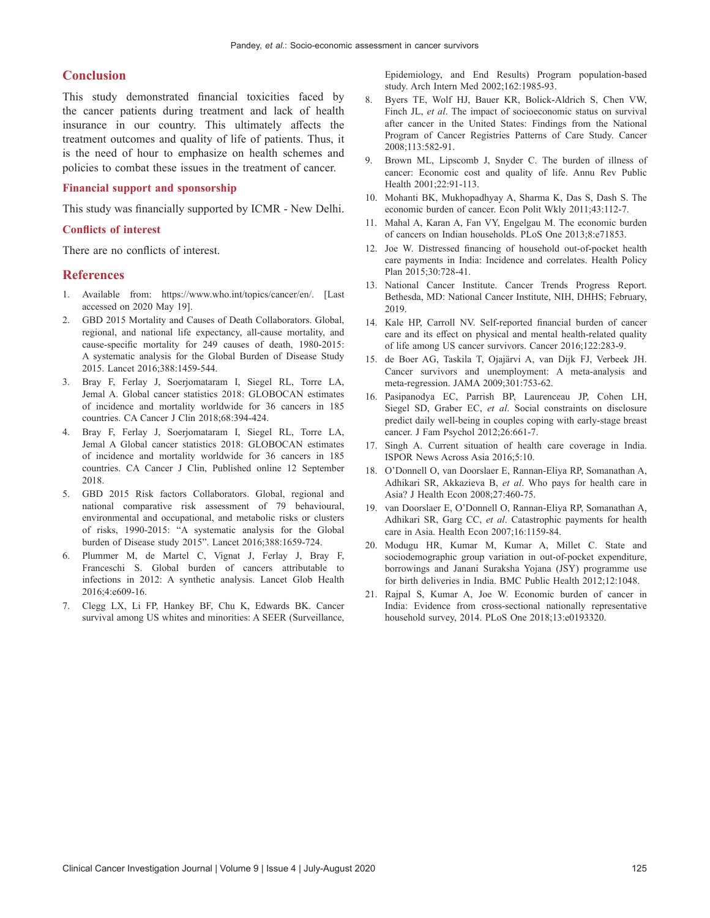## Conclusion

This study demonstrated financial toxicities faced by the cancer patients during treatment and lack of health insurance in our country. This ultimately affects the treatment outcomes and quality of life of patients. Thus, it is the need of hour to emphasize on health schemes and policies to combat these issues in the treatment of cancer.

### Financial support and sponsorship

This study was financially supported by ICMR - New Delhi.

### Conflicts of interest

There are no conflicts of interest.

## References

1. Available from: https://www.who.int/topics/cancer/en/. [Last accessed on 2020 May 19].
2. GBD 2015 Mortality and Causes of Death Collaborators. Global, regional, and national life expectancy, all-cause mortality, and cause-specific mortality for 249 causes of death, 1980-2015: A systematic analysis for the Global Burden of Disease Study 2015. Lancet 2016;388:1459-544.
3. Bray F, Ferlay J, Soerjomataram I, Siegel RL, Torre LA, Jemal A. Global cancer statistics 2018: GLOBOCAN estimates of incidence and mortality worldwide for 36 cancers in 185 countries. CA Cancer J Clin 2018;68:394-424.
4. Bray F, Ferlay J, Soerjomataram I, Siegel RL, Torre LA, Jemal A Global cancer statistics 2018: GLOBOCAN estimates of incidence and mortality worldwide for 36 cancers in 185 countries. CA Cancer J Clin, Published online 12 September 2018.
5. GBD 2015 Risk factors Collaborators. Global, regional and national comparative risk assessment of 79 behavioural, environmental and occupational, and metabolic risks or clusters of risks, 1990-2015: "A systematic analysis for the Global burden of Disease study 2015". Lancet 2016;388:1659-724.
6. Plummer M, de Martel C, Vignat J, Ferlay J, Bray F, Franceschi S. Global burden of cancers attributable to infections in 2012: A synthetic analysis. Lancet Glob Health 2016;4:e609-16.
7. Clegg LX, Li FP, Hankey BF, Chu K, Edwards BK. Cancer survival among US whites and minorities: A SEER (Surveillance, Epidemiology, and End Results) Program population-based study. Arch Intern Med 2002;162:1985-93.
8. Byers TE, Wolf HJ, Bauer KR, Bolick-Aldrich S, Chen VW, Finch JL, *et al*. The impact of socioeconomic status on survival after cancer in the United States: Findings from the National Program of Cancer Registries Patterns of Care Study. Cancer 2008;113:582-91.
9. Brown ML, Lipscomb J, Snyder C. The burden of illness of cancer: Economic cost and quality of life. Annu Rev Public Health 2001;22:91-113.
10. Mohanti BK, Mukhopadhyay A, Sharma K, Das S, Dash S. The economic burden of cancer. Econ Polit Wkly 2011;43:112-7.
11. Mahal A, Karan A, Fan VY, Engelgau M. The economic burden of cancers on Indian households. PLoS One 2013;8:e71853.
12. Joe W. Distressed financing of household out-of-pocket health care payments in India: Incidence and correlates. Health Policy Plan 2015;30:728-41.
13. National Cancer Institute. Cancer Trends Progress Report. Bethesda, MD: National Cancer Institute, NIH, DHHS; February, 2019.
14. Kale HP, Carroll NV. Self-reported financial burden of cancer care and its effect on physical and mental health-related quality of life among US cancer survivors. Cancer 2016;122:283-9.
15. de Boer AG, Taskila T, Ojajärvi A, van Dijk FJ, Verbeek JH. Cancer survivors and unemployment: A meta-analysis and meta-regression. JAMA 2009;301:753-62.
16. Pasipanodya EC, Parrish BP, Laurenceau JP, Cohen LH, Siegel SD, Graber EC, *et al*. Social constraints on disclosure predict daily well-being in couples coping with early-stage breast cancer. J Fam Psychol 2012;26:661-7.
17. Singh A. Current situation of health care coverage in India. ISPOR News Across Asia 2016;5:10.
18. O'Donnell O, van Doorslaer E, Rannan-Eliya RP, Somanathan A, Adhikari SR, Akkazieva B, *et al*. Who pays for health care in Asia? J Health Econ 2008;27:460-75.
19. van Doorslaer E, O'Donnell O, Rannan-Eliya RP, Somanathan A, Adhikari SR, Garg CC, *et al*. Catastrophic payments for health care in Asia. Health Econ 2007;16:1159-84.
20. Modugu HR, Kumar M, Kumar A, Millet C. State and sociodemographic group variation in out-of-pocket expenditure, borrowings and Janani Suraksha Yojana (JSY) programme use for birth deliveries in India. BMC Public Health 2012;12:1048.
21. Rajpal S, Kumar A, Joe W. Economic burden of cancer in India: Evidence from cross-sectional nationally representative household survey, 2014. PLoS One 2018;13:e0193320.